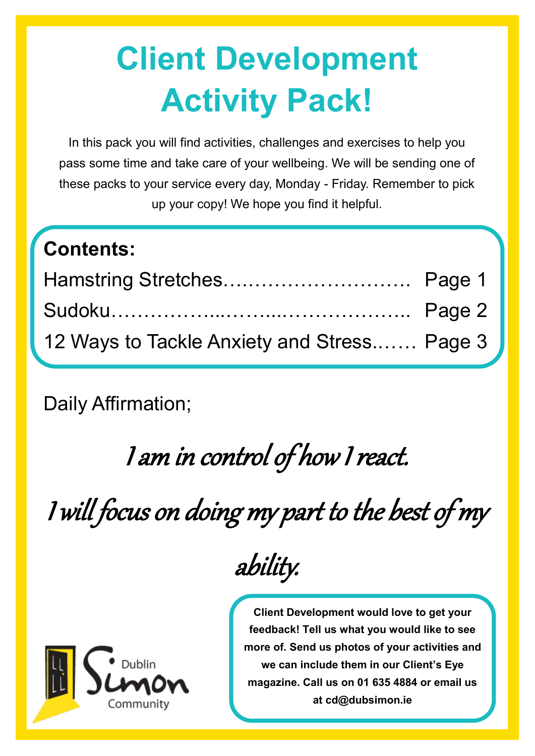# Client Development Activity Pack!

In this pack you will find activities, challenges and exercises to help you pass some time and take care of your wellbeing. We will be sending one of these packs to your service every day, Monday - Friday. Remember to pick up your copy! We hope you find it helpful.

**Contents:**

Hamstring Stretches………………………… Page 1

Sudoku……………..……..…………………….. Page 2

12 Ways to Tackle Anxiety and Stress.…… Page 3

Daily Affirmation;

*I am in control of how I react.*

*I will focus on doing my part to the best of my ability.*

Dublin Simon Community

**Client Development would love to get your feedback! Tell us what you would like to see more of. Send us photos of your activities and we can include them in our Client's Eye magazine. Call us on 01 635 4884 or email us at cd@dubsimon.ie**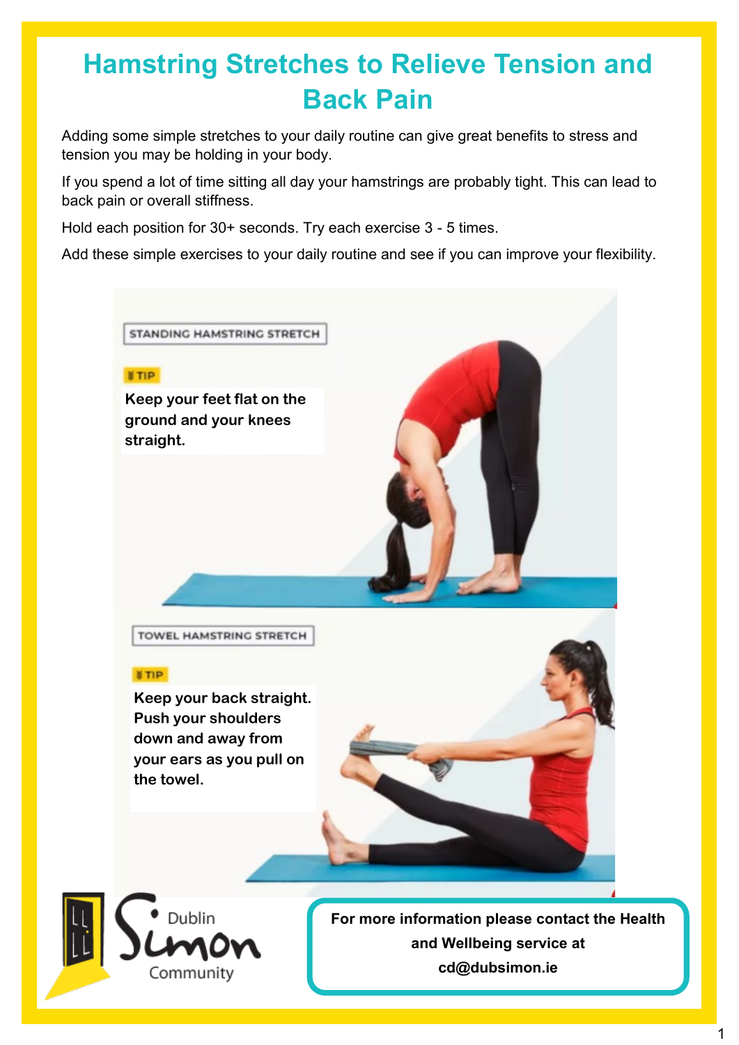# Hamstring Stretches to Relieve Tension and Back Pain

Adding some simple stretches to your daily routine can give great benefits to stress and tension you may be holding in your body.

If you spend a lot of time sitting all day your hamstrings are probably tight. This can lead to back pain or overall stiffness.

Hold each position for 30+ seconds. Try each exercise 3 - 5 times.

Add these simple exercises to your daily routine and see if you can improve your flexibility.

## STANDING HAMSTRING STRETCH

**TIP**

**Keep your feet flat on the ground and your knees straight.**

## TOWEL HAMSTRING STRETCH

**TIP**

**Keep your back straight. Push your shoulders down and away from your ears as you pull on the towel.**

Dublin Simon Community

**For more information please contact the Health and Wellbeing service at cd@dubsimon.ie**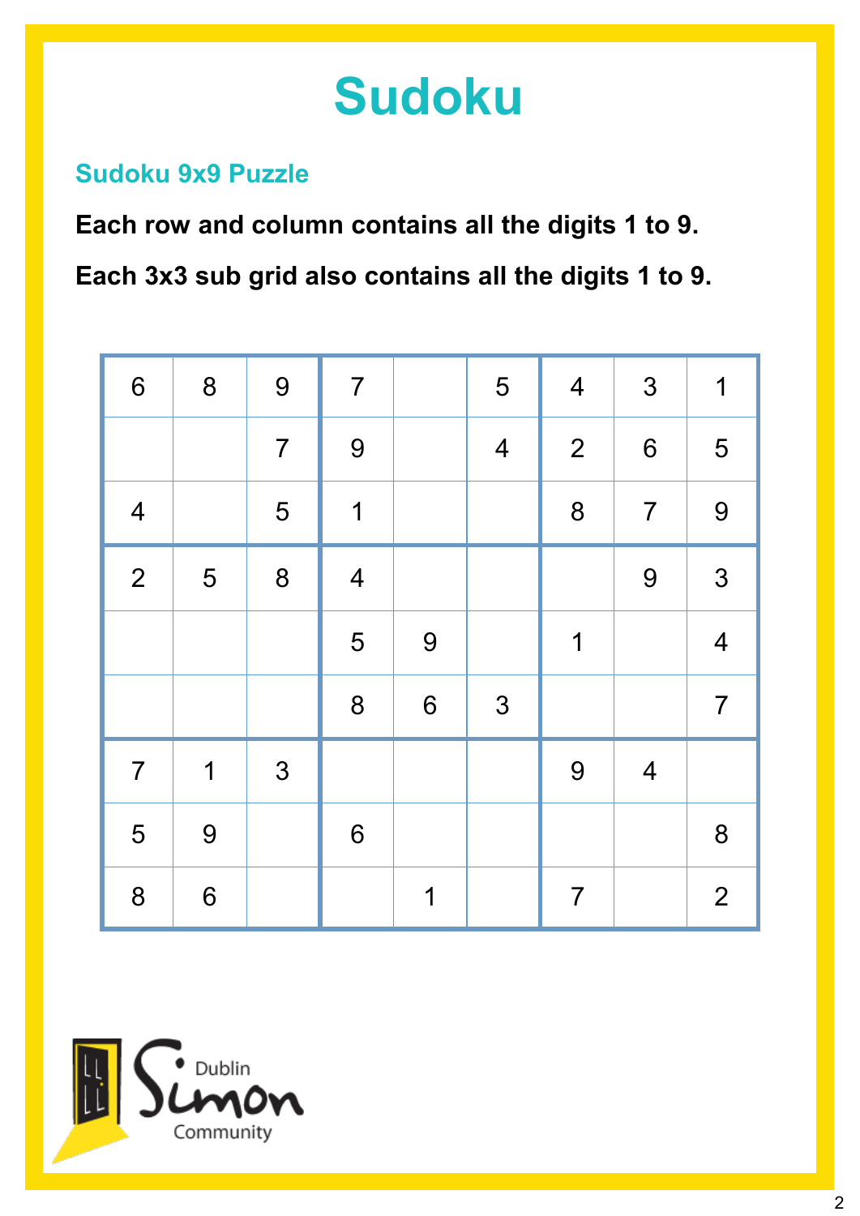# Sudoku

## Sudoku 9x9 Puzzle

**Each row and column contains all the digits 1 to 9.**

**Each 3x3 sub grid also contains all the digits 1 to 9.**

| | | | | | | | | |
|---|---|---|---|---|---|---|---|---|
| 6 | 8 | 9 | 7 | | 5 | 4 | 3 | 1 |
| | | 7 | 9 | | 4 | 2 | 6 | 5 |
| 4 | | 5 | 1 | | | 8 | 7 | 9 |
| 2 | 5 | 8 | 4 | | | | 9 | 3 |
| | | | 5 | 9 | | 1 | | 4 |
| | | | 8 | 6 | 3 | | | 7 |
| 7 | 1 | 3 | | | | 9 | 4 | |
| 5 | 9 | | 6 | | | | | 8 |
| 8 | 6 | | | 1 | | 7 | | 2 |

Dublin Simon Community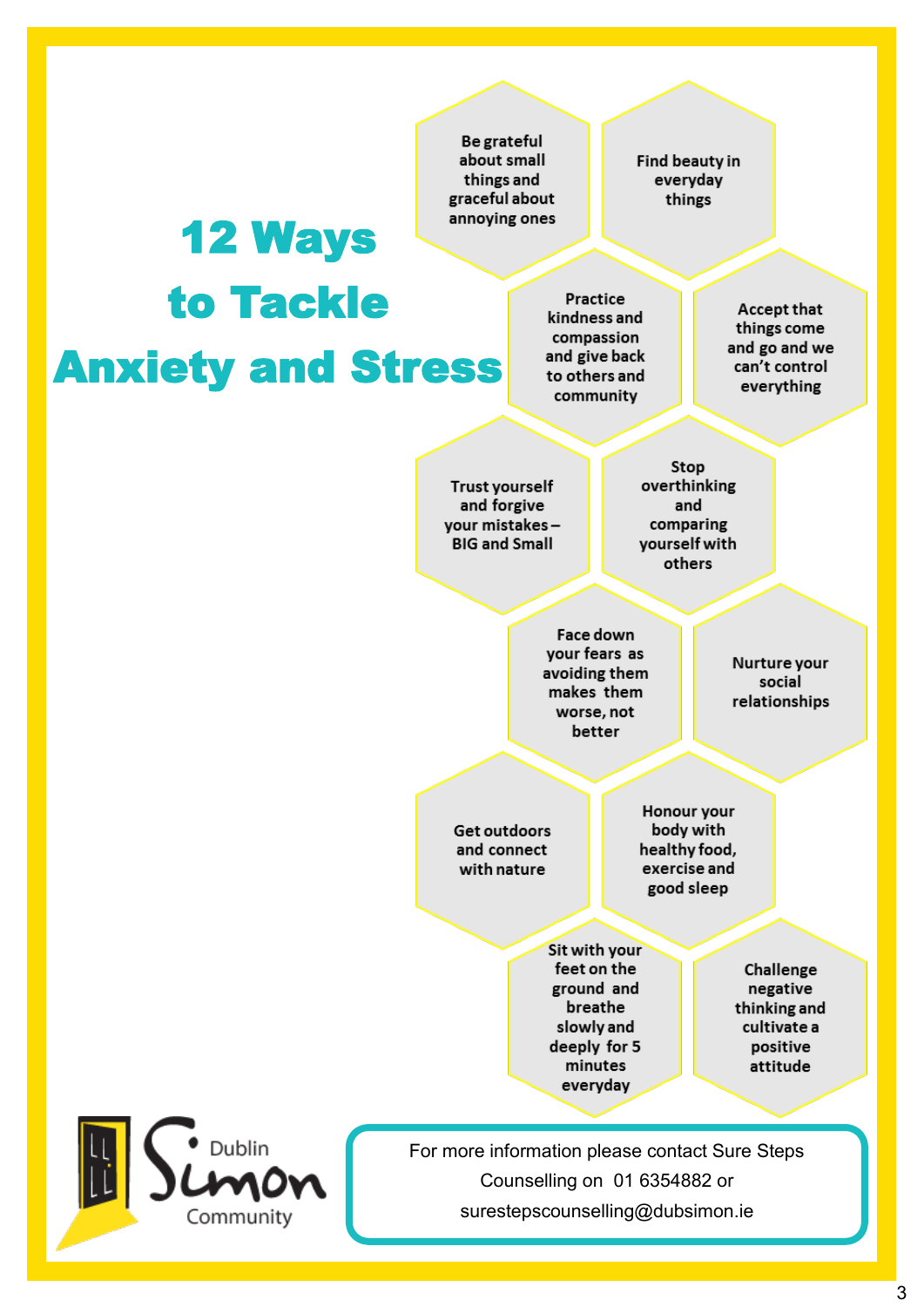# 12 Ways to Tackle Anxiety and Stress

- Be grateful about small things and graceful about annoying ones
- Find beauty in everyday things
- Practice kindness and compassion and give back to others and community
- Accept that things come and go and we can't control everything
- Trust yourself and forgive your mistakes – BIG and Small
- Stop overthinking and comparing yourself with others
- Face down your fears as avoiding them makes them worse, not better
- Nurture your social relationships
- Get outdoors and connect with nature
- Honour your body with healthy food, exercise and good sleep
- Sit with your feet on the ground and breathe slowly and deeply for 5 minutes everyday
- Challenge negative thinking and cultivate a positive attitude

Dublin Simon Community

For more information please contact Sure Steps Counselling on 01 6354882 or surestepscounselling@dubsimon.ie